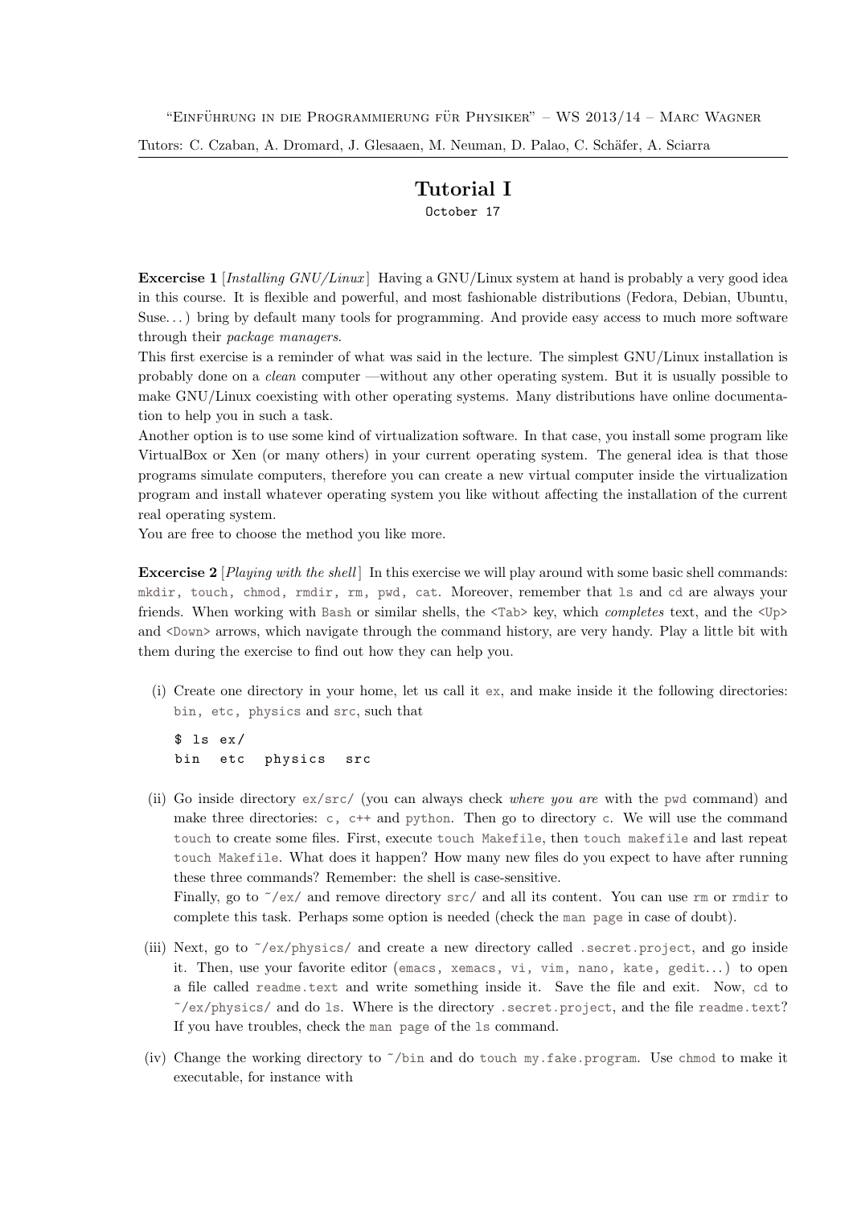"Einführung in die Programmierung für Physiker" – WS 2013/14 – Marc Wagner

Tutors: C. Czaban, A. Dromard, J. Glesaaen, M. Neuman, D. Palao, C. Schäfer, A. Sciarra

# Tutorial I

October 17

**Excercise 1** [*Installing GNU/Linux*] Having a GNU/Linux system at hand is probably a very good idea in this course. It is flexible and powerful, and most fashionable distributions (Fedora, Debian, Ubuntu, Suse. . . ) bring by default many tools for programming. And provide easy access to much more software through their *package managers*.

This first exercise is a reminder of what was said in the lecture. The simplest GNU/Linux installation is probably done on a *clean* computer —without any other operating system. But it is usually possible to make GNU/Linux coexisting with other operating systems. Many distributions have online documentation to help you in such a task.

Another option is to use some kind of virtualization software. In that case, you install some program like VirtualBox or Xen (or many others) in your current operating system. The general idea is that those programs simulate computers, therefore you can create a new virtual computer inside the virtualization program and install whatever operating system you like without affecting the installation of the current real operating system.

You are free to choose the method you like more.

**Excercise 2** [*Playing with the shell*] In this exercise we will play around with some basic shell commands: `mkdir, touch, chmod, rmdir, rm, pwd, cat`. Moreover, remember that `ls` and `cd` are always your friends. When working with `Bash` or similar shells, the `<Tab>` key, which *completes* text, and the `<Up>` and `<Down>` arrows, which navigate through the command history, are very handy. Play a little bit with them during the exercise to find out how they can help you.

(i) Create one directory in your home, let us call it `ex`, and make inside it the following directories: `bin, etc, physics` and `src`, such that

```
$ ls ex/
bin  etc  physics  src
```

(ii) Go inside directory `ex/src/` (you can always check *where you are* with the `pwd` command) and make three directories: `c, c++` and `python`. Then go to directory `c`. We will use the command `touch` to create some files. First, execute `touch Makefile`, then `touch makefile` and last repeat `touch Makefile`. What does it happen? How many new files do you expect to have after running these three commands? Remember: the shell is case-sensitive.
Finally, go to `~/ex/` and remove directory `src/` and all its content. You can use `rm` or `rmdir` to complete this task. Perhaps some option is needed (check the `man page` in case of doubt).

(iii) Next, go to `~/ex/physics/` and create a new directory called `.secret.project`, and go inside it. Then, use your favorite editor (`emacs, xemacs, vi, vim, nano, kate, gedit`. . . ) to open a file called `readme.text` and write something inside it. Save the file and exit. Now, `cd` to `~/ex/physics/` and do `ls`. Where is the directory `.secret.project`, and the file `readme.text`? If you have troubles, check the `man page` of the `ls` command.

(iv) Change the working directory to `~/bin` and do `touch my.fake.program`. Use `chmod` to make it executable, for instance with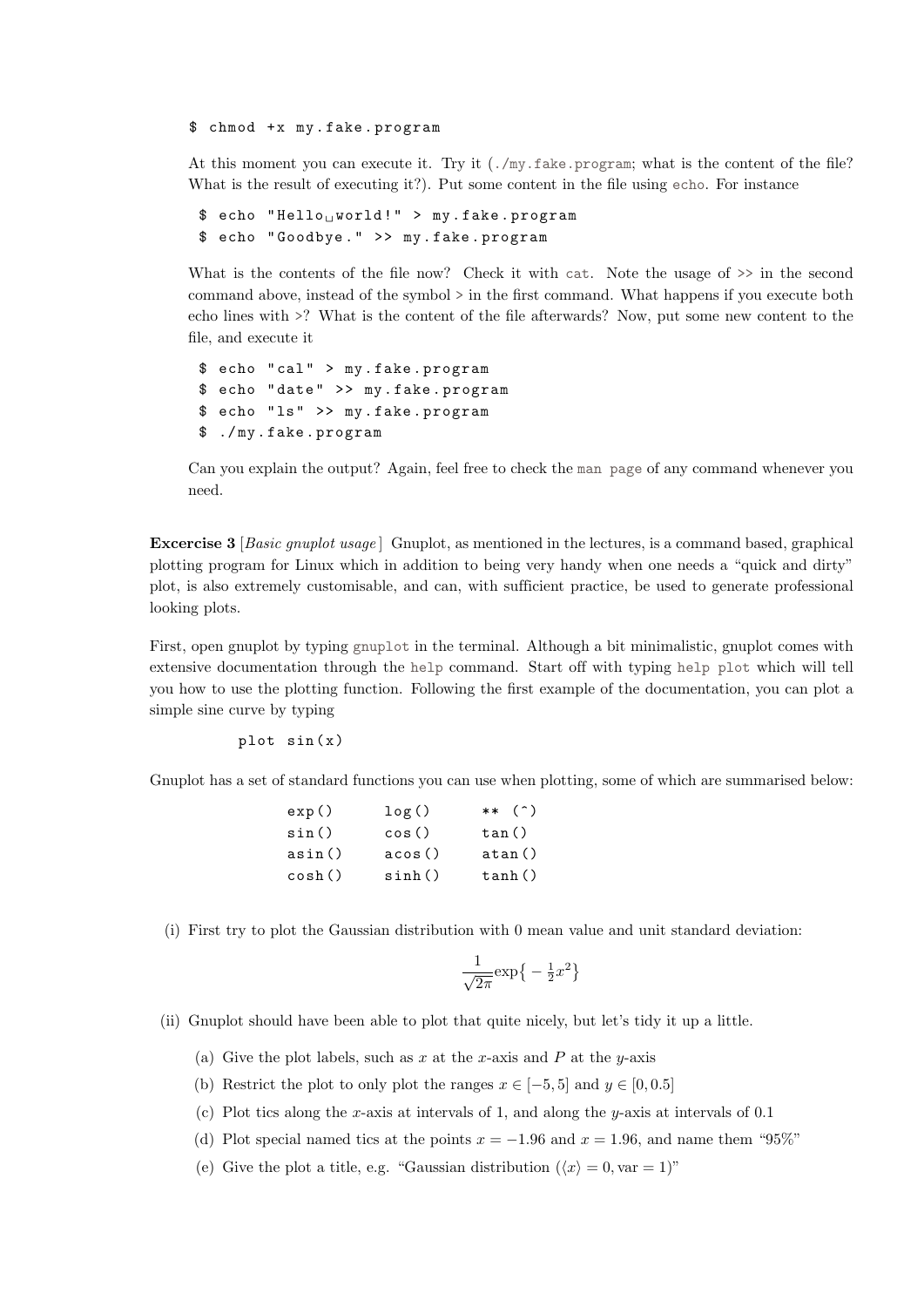```
$ chmod +x my.fake.program
```

At this moment you can execute it. Try it (`./my.fake.program`; what is the content of the file? What is the result of executing it?). Put some content in the file using `echo`. For instance

```
$ echo "Hello world!" > my.fake.program
$ echo "Goodbye." >> my.fake.program
```

What is the contents of the file now? Check it with `cat`. Note the usage of `>>` in the second command above, instead of the symbol `>` in the first command. What happens if you execute both echo lines with `>`? What is the content of the file afterwards? Now, put some new content to the file, and execute it

```
$ echo "cal" > my.fake.program
$ echo "date" >> my.fake.program
$ echo "ls" >> my.fake.program
$ ./my.fake.program
```

Can you explain the output? Again, feel free to check the `man page` of any command whenever you need.

**Excercise 3** [*Basic gnuplot usage*] Gnuplot, as mentioned in the lectures, is a command based, graphical plotting program for Linux which in addition to being very handy when one needs a "quick and dirty" plot, is also extremely customisable, and can, with sufficient practice, be used to generate professional looking plots.

First, open gnuplot by typing `gnuplot` in the terminal. Although a bit minimalistic, gnuplot comes with extensive documentation through the `help` command. Start off with typing `help plot` which will tell you how to use the plotting function. Following the first example of the documentation, you can plot a simple sine curve by typing

```
plot sin(x)
```

Gnuplot has a set of standard functions you can use when plotting, some of which are summarised below:

| | | |
|---|---|---|
| `exp()` | `log()` | `** (^)` |
| `sin()` | `cos()` | `tan()` |
| `asin()` | `acos()` | `atan()` |
| `cosh()` | `sinh()` | `tanh()` |

(i) First try to plot the Gaussian distribution with 0 mean value and unit standard deviation:

$$\frac{1}{\sqrt{2\pi}}\exp\big\{-\tfrac{1}{2}x^2\big\}$$

(ii) Gnuplot should have been able to plot that quite nicely, but let's tidy it up a little.

(a) Give the plot labels, such as $x$ at the $x$-axis and $P$ at the $y$-axis

(b) Restrict the plot to only plot the ranges $x \in [-5, 5]$ and $y \in [0, 0.5]$

(c) Plot tics along the $x$-axis at intervals of 1, and along the $y$-axis at intervals of 0.1

(d) Plot special named tics at the points $x = -1.96$ and $x = 1.96$, and name them "95%"

(e) Give the plot a title, e.g. "Gaussian distribution ($\langle x \rangle = 0, \mathrm{var} = 1$)"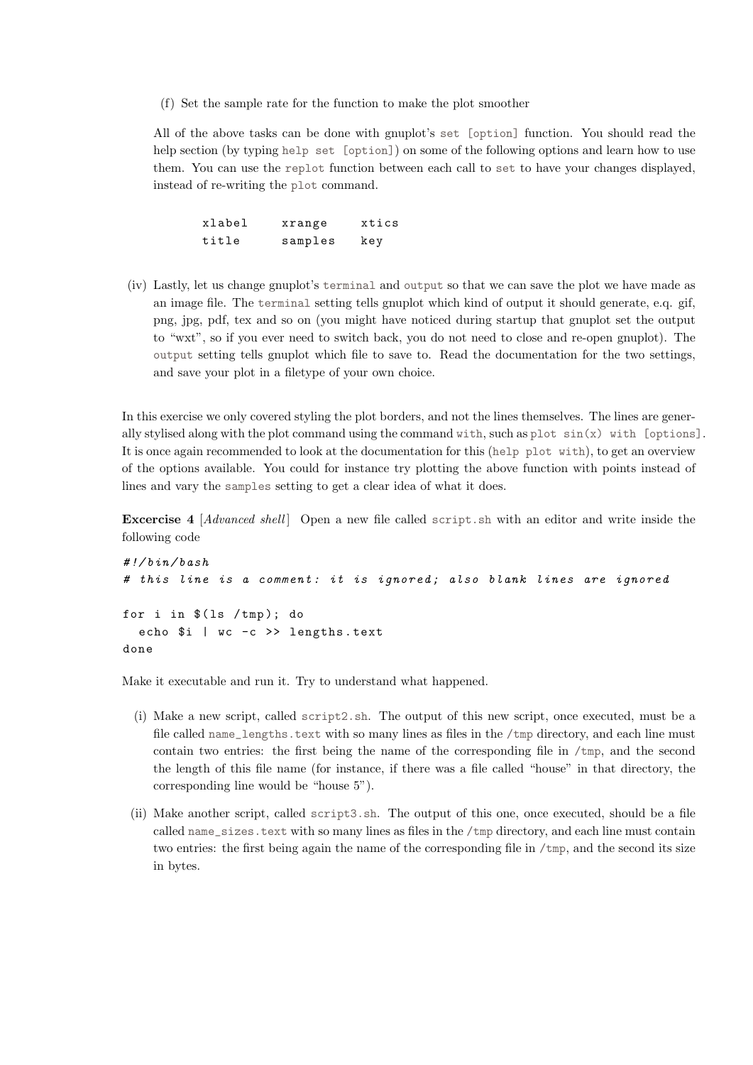(f) Set the sample rate for the function to make the plot smoother

All of the above tasks can be done with gnuplot's `set [option]` function. You should read the help section (by typing `help set [option]`) on some of the following options and learn how to use them. You can use the `replot` function between each call to `set` to have your changes displayed, instead of re-writing the `plot` command.

```
xlabel    xrange    xtics
title     samples   key
```

(iv) Lastly, let us change gnuplot's `terminal` and `output` so that we can save the plot we have made as an image file. The `terminal` setting tells gnuplot which kind of output it should generate, e.g. gif, png, jpg, pdf, tex and so on (you might have noticed during startup that gnuplot set the output to "wxt", so if you ever need to switch back, you do not need to close and re-open gnuplot). The `output` setting tells gnuplot which file to save to. Read the documentation for the two settings, and save your plot in a filetype of your own choice.

In this exercise we only covered styling the plot borders, and not the lines themselves. The lines are generally stylised along with the plot command using the command `with`, such as `plot sin(x) with [options]`. It is once again recommended to look at the documentation for this (`help plot with`), to get an overview of the options available. You could for instance try plotting the above function with points instead of lines and vary the `samples` setting to get a clear idea of what it does.

**Excercise 4** [*Advanced shell*] Open a new file called `script.sh` with an editor and write inside the following code

```
#!/bin/bash
# this line is a comment: it is ignored; also blank lines are ignored

for i in $(ls /tmp); do
  echo $i | wc -c >> lengths.text
done
```

Make it executable and run it. Try to understand what happened.

(i) Make a new script, called `script2.sh`. The output of this new script, once executed, must be a file called `name_lengths.text` with so many lines as files in the `/tmp` directory, and each line must contain two entries: the first being the name of the corresponding file in `/tmp`, and the second the length of this file name (for instance, if there was a file called "house" in that directory, the corresponding line would be "house 5").

(ii) Make another script, called `script3.sh`. The output of this one, once executed, should be a file called `name_sizes.text` with so many lines as files in the `/tmp` directory, and each line must contain two entries: the first being again the name of the corresponding file in `/tmp`, and the second its size in bytes.